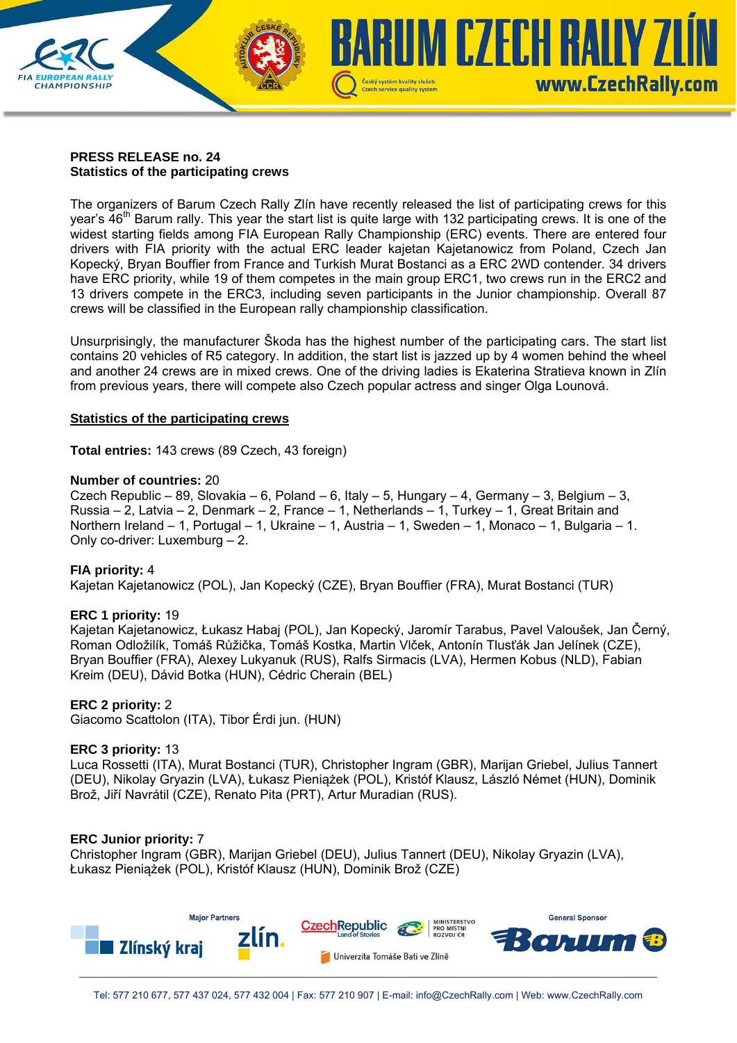**PRESS RELEASE no. 24**
**Statistics of the participating crews**

The organizers of Barum Czech Rally Zlín have recently released the list of participating crews for this year's 46th Barum rally. This year the start list is quite large with 132 participating crews. It is one of the widest starting fields among FIA European Rally Championship (ERC) events. There are entered four drivers with FIA priority with the actual ERC leader kajetan Kajetanowicz from Poland, Czech Jan Kopecký, Bryan Bouffier from France and Turkish Murat Bostanci as a ERC 2WD contender. 34 drivers have ERC priority, while 19 of them competes in the main group ERC1, two crews run in the ERC2 and 13 drivers compete in the ERC3, including seven participants in the Junior championship. Overall 87 crews will be classified in the European rally championship classification.

Unsurprisingly, the manufacturer Škoda has the highest number of the participating cars. The start list contains 20 vehicles of R5 category. In addition, the start list is jazzed up by 4 women behind the wheel and another 24 crews are in mixed crews. One of the driving ladies is Ekaterina Stratieva known in Zlín from previous years, there will compete also Czech popular actress and singer Olga Lounová.

**Statistics of the participating crews**

**Total entries:** 143 crews (89 Czech, 43 foreign)

**Number of countries:** 20
Czech Republic – 89, Slovakia – 6, Poland – 6, Italy – 5, Hungary – 4, Germany – 3, Belgium – 3, Russia – 2, Latvia – 2, Denmark – 2, France – 1, Netherlands – 1, Turkey – 1, Great Britain and Northern Ireland – 1, Portugal – 1, Ukraine – 1, Austria – 1, Sweden – 1, Monaco – 1, Bulgaria – 1.
Only co-driver: Luxemburg – 2.

**FIA priority:** 4
Kajetan Kajetanowicz (POL), Jan Kopecký (CZE), Bryan Bouffier (FRA), Murat Bostanci (TUR)

**ERC 1 priority:** 19
Kajetan Kajetanowicz, Łukasz Habaj (POL), Jan Kopecký, Jaromír Tarabus, Pavel Valoušek, Jan Černý, Roman Odložilík, Tomáš Růžička, Tomáš Kostka, Martin Vlček, Antonín Tlusťák Jan Jelínek (CZE), Bryan Bouffier (FRA), Alexey Lukyanuk (RUS), Ralfs Sirmacis (LVA), Hermen Kobus (NLD), Fabian Kreim (DEU), Dávid Botka (HUN), Cédric Cherain (BEL)

**ERC 2 priority:** 2
Giacomo Scattolon (ITA), Tibor Érdi jun. (HUN)

**ERC 3 priority:** 13
Luca Rossetti (ITA), Murat Bostanci (TUR), Christopher Ingram (GBR), Marijan Griebel, Julius Tannert (DEU), Nikolay Gryazin (LVA), Łukasz Pieniążek (POL), Kristóf Klausz, László Német (HUN), Dominik Brož, Jiří Navrátil (CZE), Renato Pita (PRT), Artur Muradian (RUS).

**ERC Junior priority:** 7
Christopher Ingram (GBR), Marijan Griebel (DEU), Julius Tannert (DEU), Nikolay Gryazin (LVA), Łukasz Pieniążek (POL), Kristóf Klausz (HUN), Dominik Brož (CZE)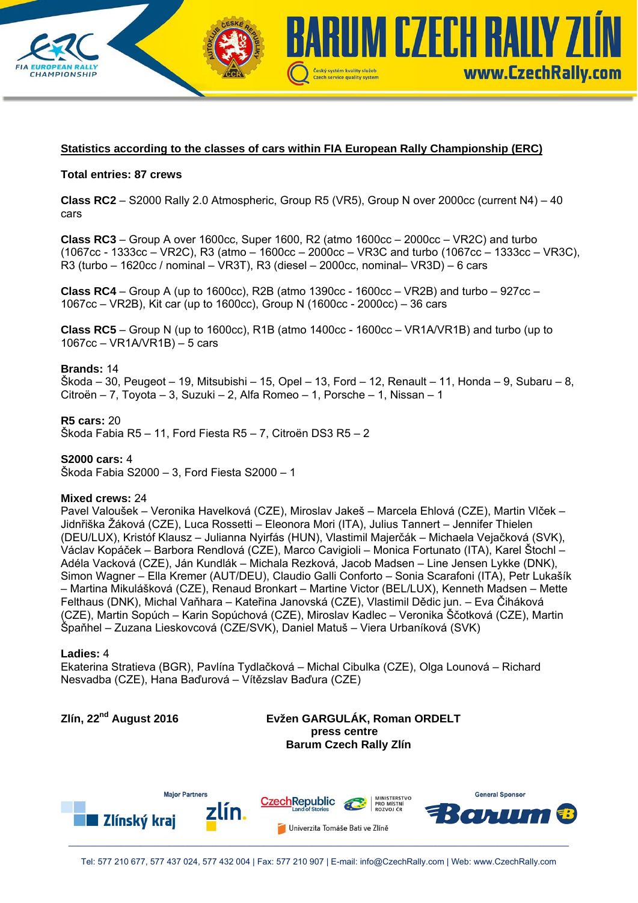## Statistics according to the classes of cars within FIA European Rally Championship (ERC)

**Total entries: 87 crews**

**Class RC2** – S2000 Rally 2.0 Atmospheric, Group R5 (VR5), Group N over 2000cc (current N4) – 40 cars

**Class RC3** – Group A over 1600cc, Super 1600, R2 (atmo 1600cc – 2000cc – VR2C) and turbo (1067cc - 1333cc – VR2C), R3 (atmo – 1600cc – 2000cc – VR3C and turbo (1067cc – 1333cc – VR3C), R3 (turbo – 1620cc / nominal – VR3T), R3 (diesel – 2000cc, nominal– VR3D) – 6 cars

**Class RC4** – Group A (up to 1600cc), R2B (atmo 1390cc - 1600cc – VR2B) and turbo – 927cc – 1067cc – VR2B), Kit car (up to 1600cc), Group N (1600cc - 2000cc) – 36 cars

**Class RC5** – Group N (up to 1600cc), R1B (atmo 1400cc - 1600cc – VR1A/VR1B) and turbo (up to 1067cc – VR1A/VR1B) – 5 cars

**Brands:** 14
Škoda – 30, Peugeot – 19, Mitsubishi – 15, Opel – 13, Ford – 12, Renault – 11, Honda – 9, Subaru – 8, Citroën – 7, Toyota – 3, Suzuki – 2, Alfa Romeo – 1, Porsche – 1, Nissan – 1

**R5 cars:** 20
Škoda Fabia R5 – 11, Ford Fiesta R5 – 7, Citroën DS3 R5 – 2

**S2000 cars:** 4
Škoda Fabia S2000 – 3, Ford Fiesta S2000 – 1

**Mixed crews:** 24
Pavel Valoušek – Veronika Havelková (CZE), Miroslav Jakeš – Marcela Ehlová (CZE), Martin Vlček – Jidnřiška Žáková (CZE), Luca Rossetti – Eleonora Mori (ITA), Julius Tannert – Jennifer Thielen (DEU/LUX), Kristóf Klausz – Julianna Nyirfás (HUN), Vlastimil Majerčák – Michaela Vejačková (SVK), Václav Kopáček – Barbora Rendlová (CZE), Marco Cavigioli – Monica Fortunato (ITA), Karel Štochl – Adéla Vacková (CZE), Ján Kundlák – Michala Rezková, Jacob Madsen – Line Jensen Lykke (DNK), Simon Wagner – Ella Kremer (AUT/DEU), Claudio Galli Conforto – Sonia Scarafoni (ITA), Petr Lukašík – Martina Mikulášková (CZE), Renaud Bronkart – Martine Victor (BEL/LUX), Kenneth Madsen – Mette Felthaus (DNK), Michal Vaňhara – Kateřina Janovská (CZE), Vlastimil Dědic jun. – Eva Čiháková (CZE), Martin Sopúch – Karin Sopúchová (CZE), Miroslav Kadlec – Veronika Ščotková (CZE), Martin Špaňhel – Zuzana Lieskovcová (CZE/SVK), Daniel Matuš – Viera Urbaníková (SVK)

**Ladies:** 4
Ekaterina Stratieva (BGR), Pavlína Tydlačková – Michal Cibulka (CZE), Olga Lounová – Richard Nesvadba (CZE), Hana Baďurová – Vítězslav Baďura (CZE)

**Zlín, 22nd August 2016**

**Evžen GARGULÁK, Roman ORDELT**
**press centre**
**Barum Czech Rally Zlín**